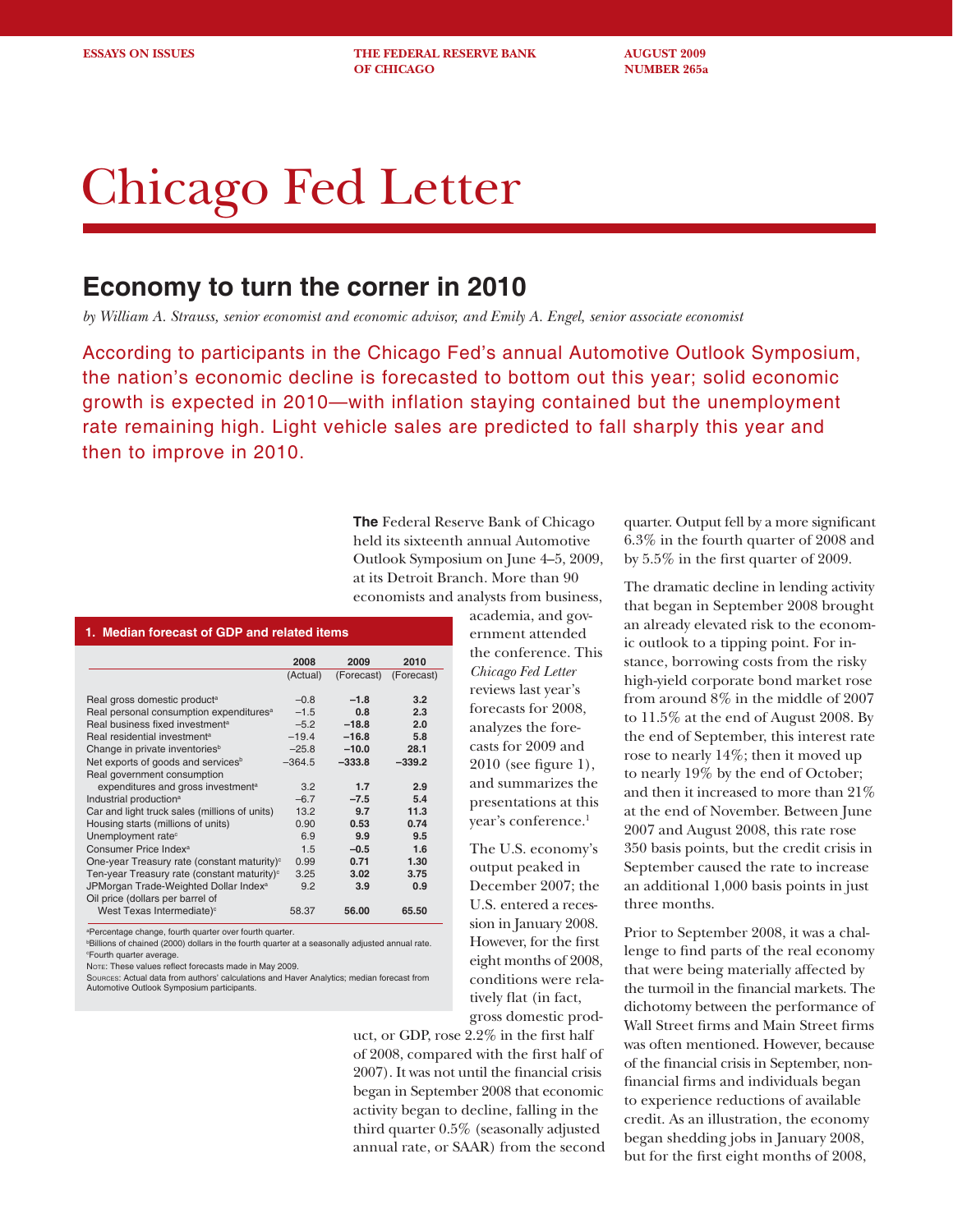ESSAYS ON ISSUES — THE FEDERAL RESERVE BANK OF CHICAGO — AUGUST 2009 NUMBER 265a

# Chicago Fed Letter

## Economy to turn the corner in 2010

*by William A. Strauss, senior economist and economic advisor, and Emily A. Engel, senior associate economist*

According to participants in the Chicago Fed's annual Automotive Outlook Symposium, the nation's economic decline is forecasted to bottom out this year; solid economic growth is expected in 2010—with inflation staying contained but the unemployment rate remaining high. Light vehicle sales are predicted to fall sharply this year and then to improve in 2010.

**The** Federal Reserve Bank of Chicago held its sixteenth annual Automotive Outlook Symposium on June 4–5, 2009, at its Detroit Branch. More than 90 economists and analysts from business, academia, and government attended the conference. This *Chicago Fed Letter* reviews last year's forecasts for 2008, analyzes the forecasts for 2009 and 2010 (see figure 1), and summarizes the presentations at this year's conference.[1]

**1. Median forecast of GDP and related items**

| | 2008 (Actual) | 2009 (Forecast) | 2010 (Forecast) |
|---|---|---|---|
| Real gross domestic product[a] | –0.8 | **–1.8** | **3.2** |
| Real personal consumption expenditures[a] | –1.5 | **0.8** | **2.3** |
| Real business fixed investment[a] | –5.2 | **–18.8** | **2.0** |
| Real residential investment[a] | –19.4 | **–16.8** | **5.8** |
| Change in private inventories[b] | –25.8 | **–10.0** | **28.1** |
| Net exports of goods and services[b] | –364.5 | **–333.8** | **–339.2** |
| Real government consumption expenditures and gross investment[a] | 3.2 | **1.7** | **2.9** |
| Industrial production[a] | –6.7 | **–7.5** | **5.4** |
| Car and light truck sales (millions of units) | 13.2 | **9.7** | **11.3** |
| Housing starts (millions of units) | 0.90 | **0.53** | **0.74** |
| Unemployment rate[c] | 6.9 | **9.9** | **9.5** |
| Consumer Price Index[a] | 1.5 | **–0.5** | **1.6** |
| One-year Treasury rate (constant maturity)[c] | 0.99 | **0.71** | **1.30** |
| Ten-year Treasury rate (constant maturity)[c] | 3.25 | **3.02** | **3.75** |
| JPMorgan Trade-Weighted Dollar Index[a] | 9.2 | **3.9** | **0.9** |
| Oil price (dollars per barrel of West Texas Intermediate)[c] | 58.37 | **56.00** | **65.50** |

[a]Percentage change, fourth quarter over fourth quarter.
[b]Billions of chained (2000) dollars in the fourth quarter at a seasonally adjusted annual rate.
[c]Fourth quarter average.
Note: These values reflect forecasts made in May 2009.
Sources: Actual data from authors' calculations and Haver Analytics; median forecast from Automotive Outlook Symposium participants.

The U.S. economy's output peaked in December 2007; the U.S. entered a recession in January 2008. However, for the first eight months of 2008, conditions were relatively flat (in fact, gross domestic product, or GDP, rose 2.2% in the first half of 2008, compared with the first half of 2007). It was not until the financial crisis began in September 2008 that economic activity began to decline, falling in the third quarter 0.5% (seasonally adjusted annual rate, or SAAR) from the second quarter. Output fell by a more significant 6.3% in the fourth quarter of 2008 and by 5.5% in the first quarter of 2009.

The dramatic decline in lending activity that began in September 2008 brought an already elevated risk to the economic outlook to a tipping point. For instance, borrowing costs from the risky high-yield corporate bond market rose from around 8% in the middle of 2007 to 11.5% at the end of August 2008. By the end of September, this interest rate rose to nearly 14%; then it moved up to nearly 19% by the end of October; and then it increased to more than 21% at the end of November. Between June 2007 and August 2008, this rate rose 350 basis points, but the credit crisis in September caused the rate to increase an additional 1,000 basis points in just three months.

Prior to September 2008, it was a challenge to find parts of the real economy that were being materially affected by the turmoil in the financial markets. The dichotomy between the performance of Wall Street firms and Main Street firms was often mentioned. However, because of the financial crisis in September, nonfinancial firms and individuals began to experience reductions of available credit. As an illustration, the economy began shedding jobs in January 2008, but for the first eight months of 2008,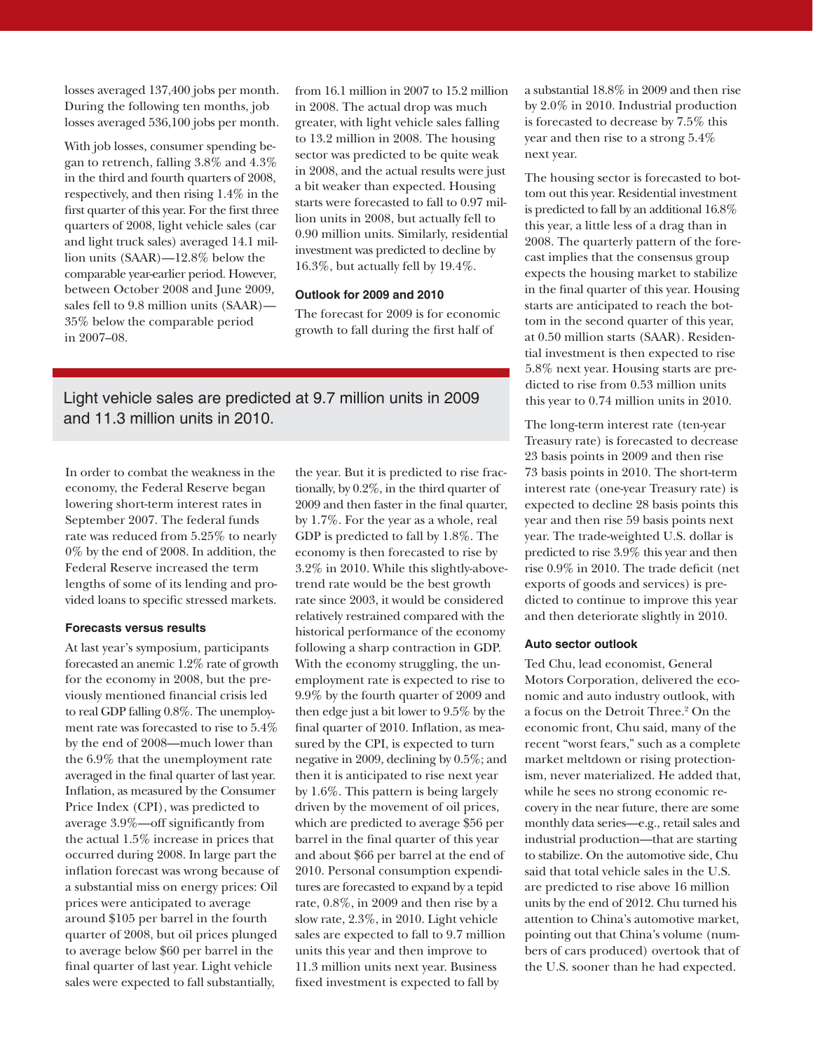losses averaged 137,400 jobs per month. During the following ten months, job losses averaged 536,100 jobs per month.

With job losses, consumer spending began to retrench, falling 3.8% and 4.3% in the third and fourth quarters of 2008, respectively, and then rising 1.4% in the first quarter of this year. For the first three quarters of 2008, light vehicle sales (car and light truck sales) averaged 14.1 million units (SAAR)—12.8% below the comparable year-earlier period. However, between October 2008 and June 2009, sales fell to 9.8 million units (SAAR)—35% below the comparable period in 2007–08.

In order to combat the weakness in the economy, the Federal Reserve began lowering short-term interest rates in September 2007. The federal funds rate was reduced from 5.25% to nearly 0% by the end of 2008. In addition, the Federal Reserve increased the term lengths of some of its lending and provided loans to specific stressed markets.

### Forecasts versus results

At last year's symposium, participants forecasted an anemic 1.2% rate of growth for the economy in 2008, but the previously mentioned financial crisis led to real GDP falling 0.8%. The unemployment rate was forecasted to rise to 5.4% by the end of 2008—much lower than the 6.9% that the unemployment rate averaged in the final quarter of last year. Inflation, as measured by the Consumer Price Index (CPI), was predicted to average 3.9%—off significantly from the actual 1.5% increase in prices that occurred during 2008. In large part the inflation forecast was wrong because of a substantial miss on energy prices: Oil prices were anticipated to average around $105 per barrel in the fourth quarter of 2008, but oil prices plunged to average below $60 per barrel in the final quarter of last year. Light vehicle sales were expected to fall substantially, from 16.1 million in 2007 to 15.2 million in 2008. The actual drop was much greater, with light vehicle sales falling to 13.2 million in 2008. The housing sector was predicted to be quite weak in 2008, and the actual results were just a bit weaker than expected. Housing starts were forecasted to fall to 0.97 million units in 2008, but actually fell to 0.90 million units. Similarly, residential investment was predicted to decline by 16.3%, but actually fell by 19.4%.

### Outlook for 2009 and 2010

The forecast for 2009 is for economic growth to fall during the first half of the year. But it is predicted to rise fractionally, by 0.2%, in the third quarter of 2009 and then faster in the final quarter, by 1.7%. For the year as a whole, real GDP is predicted to fall by 1.8%. The economy is then forecasted to rise by 3.2% in 2010. While this slightly-above-trend rate would be the best growth rate since 2003, it would be considered relatively restrained compared with the historical performance of the economy following a sharp contraction in GDP. With the economy struggling, the unemployment rate is expected to rise to 9.9% by the fourth quarter of 2009 and then edge just a bit lower to 9.5% by the final quarter of 2010. Inflation, as measured by the CPI, is expected to turn negative in 2009, declining by 0.5%; and then it is anticipated to rise next year by 1.6%. This pattern is being largely driven by the movement of oil prices, which are predicted to average $56 per barrel in the final quarter of this year and about $66 per barrel at the end of 2010. Personal consumption expenditures are forecasted to expand by a tepid rate, 0.8%, in 2009 and then rise by a slow rate, 2.3%, in 2010. Light vehicle sales are expected to fall to 9.7 million units this year and then improve to 11.3 million units next year. Business fixed investment is expected to fall by a substantial 18.8% in 2009 and then rise by 2.0% in 2010. Industrial production is forecasted to decrease by 7.5% this year and then rise to a strong 5.4% next year.

> Light vehicle sales are predicted at 9.7 million units in 2009 and 11.3 million units in 2010.

The housing sector is forecasted to bottom out this year. Residential investment is predicted to fall by an additional 16.8% this year, a little less of a drag than in 2008. The quarterly pattern of the forecast implies that the consensus group expects the housing market to stabilize in the final quarter of this year. Housing starts are anticipated to reach the bottom in the second quarter of this year, at 0.50 million starts (SAAR). Residential investment is then expected to rise 5.8% next year. Housing starts are predicted to rise from 0.53 million units this year to 0.74 million units in 2010.

The long-term interest rate (ten-year Treasury rate) is forecasted to decrease 23 basis points in 2009 and then rise 73 basis points in 2010. The short-term interest rate (one-year Treasury rate) is expected to decline 28 basis points this year and then rise 59 basis points next year. The trade-weighted U.S. dollar is predicted to rise 3.9% this year and then rise 0.9% in 2010. The trade deficit (net exports of goods and services) is predicted to continue to improve this year and then deteriorate slightly in 2010.

### Auto sector outlook

Ted Chu, lead economist, General Motors Corporation, delivered the economic and auto industry outlook, with a focus on the Detroit Three.[2] On the economic front, Chu said, many of the recent "worst fears," such as a complete market meltdown or rising protectionism, never materialized. He added that, while he sees no strong economic recovery in the near future, there are some monthly data series—e.g., retail sales and industrial production—that are starting to stabilize. On the automotive side, Chu said that total vehicle sales in the U.S. are predicted to rise above 16 million units by the end of 2012. Chu turned his attention to China's automotive market, pointing out that China's volume (numbers of cars produced) overtook that of the U.S. sooner than he had expected.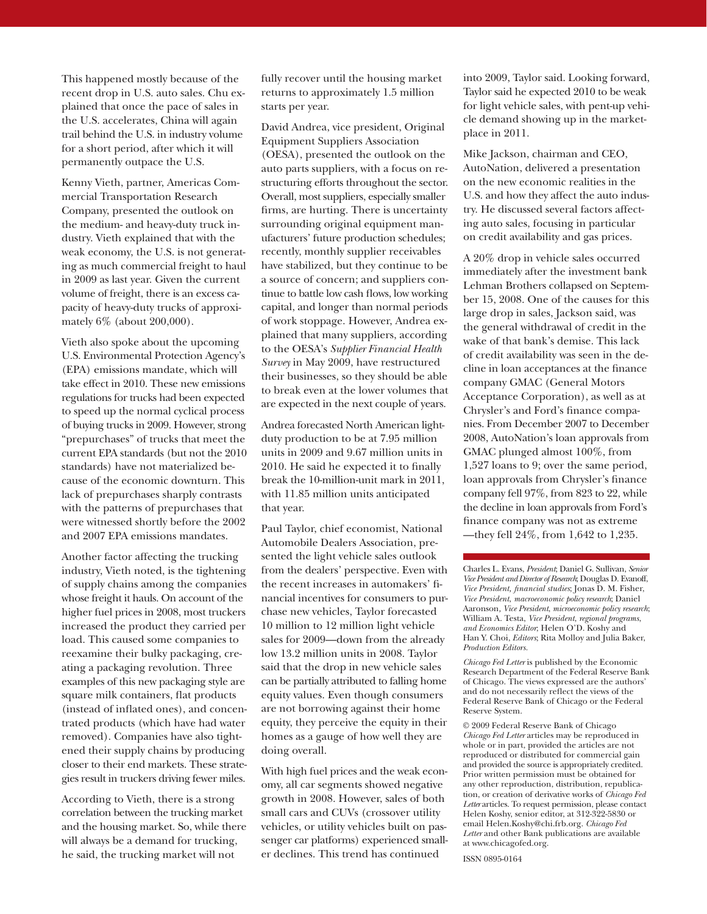This happened mostly because of the recent drop in U.S. auto sales. Chu explained that once the pace of sales in the U.S. accelerates, China will again trail behind the U.S. in industry volume for a short period, after which it will permanently outpace the U.S.

Kenny Vieth, partner, Americas Commercial Transportation Research Company, presented the outlook on the medium- and heavy-duty truck industry. Vieth explained that with the weak economy, the U.S. is not generating as much commercial freight to haul in 2009 as last year. Given the current volume of freight, there is an excess capacity of heavy-duty trucks of approximately 6% (about 200,000).

Vieth also spoke about the upcoming U.S. Environmental Protection Agency's (EPA) emissions mandate, which will take effect in 2010. These new emissions regulations for trucks had been expected to speed up the normal cyclical process of buying trucks in 2009. However, strong "prepurchases" of trucks that meet the current EPA standards (but not the 2010 standards) have not materialized because of the economic downturn. This lack of prepurchases sharply contrasts with the patterns of prepurchases that were witnessed shortly before the 2002 and 2007 EPA emissions mandates.

Another factor affecting the trucking industry, Vieth noted, is the tightening of supply chains among the companies whose freight it hauls. On account of the higher fuel prices in 2008, most truckers increased the product they carried per load. This caused some companies to reexamine their bulky packaging, creating a packaging revolution. Three examples of this new packaging style are square milk containers, flat products (instead of inflated ones), and concentrated products (which have had water removed). Companies have also tightened their supply chains by producing closer to their end markets. These strategies result in truckers driving fewer miles.

According to Vieth, there is a strong correlation between the trucking market and the housing market. So, while there will always be a demand for trucking, he said, the trucking market will not fully recover until the housing market returns to approximately 1.5 million starts per year.

David Andrea, vice president, Original Equipment Suppliers Association (OESA), presented the outlook on the auto parts suppliers, with a focus on restructuring efforts throughout the sector. Overall, most suppliers, especially smaller firms, are hurting. There is uncertainty surrounding original equipment manufacturers' future production schedules; recently, monthly supplier receivables have stabilized, but they continue to be a source of concern; and suppliers continue to battle low cash flows, low working capital, and longer than normal periods of work stoppage. However, Andrea explained that many suppliers, according to the OESA's *Supplier Financial Health Survey* in May 2009, have restructured their businesses, so they should be able to break even at the lower volumes that are expected in the next couple of years.

Andrea forecasted North American light-duty production to be at 7.95 million units in 2009 and 9.67 million units in 2010. He said he expected it to finally break the 10-million-unit mark in 2011, with 11.85 million units anticipated that year.

Paul Taylor, chief economist, National Automobile Dealers Association, presented the light vehicle sales outlook from the dealers' perspective. Even with the recent increases in automakers' financial incentives for consumers to purchase new vehicles, Taylor forecasted 10 million to 12 million light vehicle sales for 2009—down from the already low 13.2 million units in 2008. Taylor said that the drop in new vehicle sales can be partially attributed to falling home equity values. Even though consumers are not borrowing against their home equity, they perceive the equity in their homes as a gauge of how well they are doing overall.

With high fuel prices and the weak economy, all car segments showed negative growth in 2008. However, sales of both small cars and CUVs (crossover utility vehicles, or utility vehicles built on passenger car platforms) experienced smaller declines. This trend has continued into 2009, Taylor said. Looking forward, Taylor said he expected 2010 to be weak for light vehicle sales, with pent-up vehicle demand showing up in the marketplace in 2011.

Mike Jackson, chairman and CEO, AutoNation, delivered a presentation on the new economic realities in the U.S. and how they affect the auto industry. He discussed several factors affecting auto sales, focusing in particular on credit availability and gas prices.

A 20% drop in vehicle sales occurred immediately after the investment bank Lehman Brothers collapsed on September 15, 2008. One of the causes for this large drop in sales, Jackson said, was the general withdrawal of credit in the wake of that bank's demise. This lack of credit availability was seen in the decline in loan acceptances at the finance company GMAC (General Motors Acceptance Corporation), as well as at Chrysler's and Ford's finance companies. From December 2007 to December 2008, AutoNation's loan approvals from GMAC plunged almost 100%, from 1,527 loans to 9; over the same period, loan approvals from Chrysler's finance company fell 97%, from 823 to 22, while the decline in loan approvals from Ford's finance company was not as extreme —they fell 24%, from 1,642 to 1,235.

---

Charles L. Evans, *President*; Daniel G. Sullivan, *Senior Vice President and Director of Research*; Douglas D. Evanoff, *Vice President, financial studies*; Jonas D. M. Fisher, *Vice President, macroeconomic policy research*; Daniel Aaronson, *Vice President, microeconomic policy research*; William A. Testa, *Vice President, regional programs, and Economics Editor*; Helen O'D. Koshy and Han Y. Choi, *Editors*; Rita Molloy and Julia Baker, *Production Editors.*

*Chicago Fed Letter* is published by the Economic Research Department of the Federal Reserve Bank of Chicago. The views expressed are the authors' and do not necessarily reflect the views of the Federal Reserve Bank of Chicago or the Federal Reserve System.

© 2009 Federal Reserve Bank of Chicago
*Chicago Fed Letter* articles may be reproduced in whole or in part, provided the articles are not reproduced or distributed for commercial gain and provided the source is appropriately credited. Prior written permission must be obtained for any other reproduction, distribution, republication, or creation of derivative works of *Chicago Fed Letter* articles. To request permission, please contact Helen Koshy, senior editor, at 312-322-5830 or email Helen.Koshy@chi.frb.org. *Chicago Fed Letter* and other Bank publications are available at www.chicagofed.org.

ISSN 0895-0164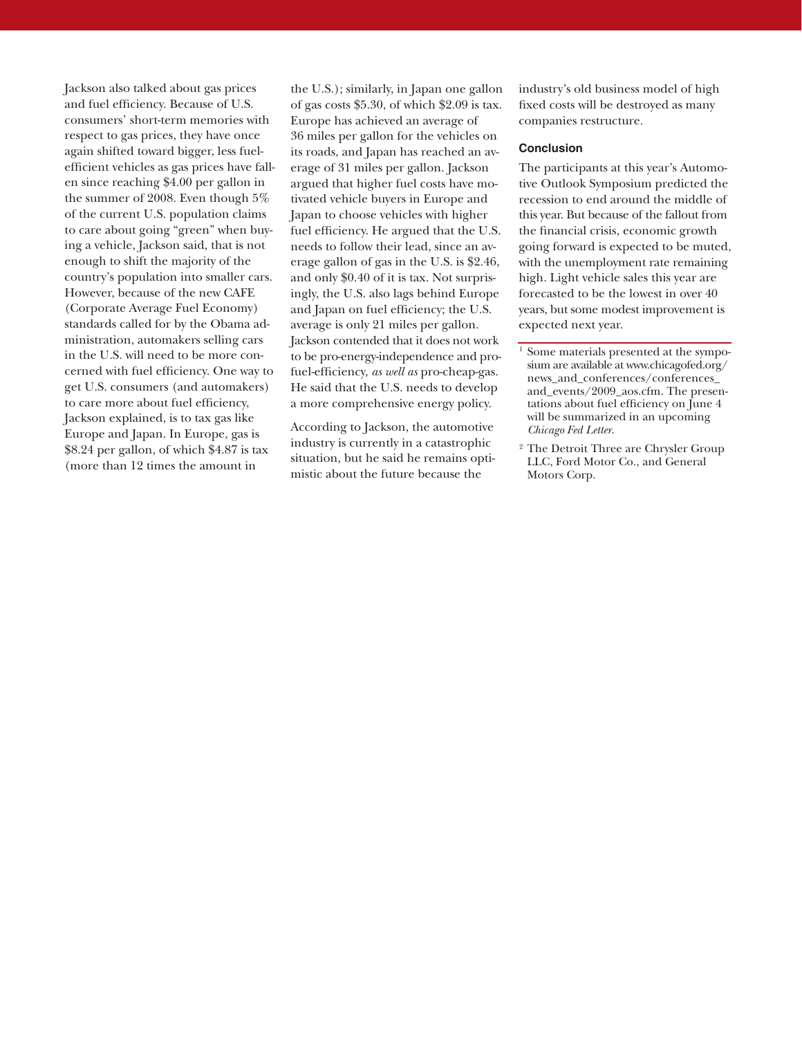Jackson also talked about gas prices and fuel efficiency. Because of U.S. consumers' short-term memories with respect to gas prices, they have once again shifted toward bigger, less fuel-efficient vehicles as gas prices have fallen since reaching $4.00 per gallon in the summer of 2008. Even though 5% of the current U.S. population claims to care about going "green" when buying a vehicle, Jackson said, that is not enough to shift the majority of the country's population into smaller cars. However, because of the new CAFE (Corporate Average Fuel Economy) standards called for by the Obama administration, automakers selling cars in the U.S. will need to be more concerned with fuel efficiency. One way to get U.S. consumers (and automakers) to care more about fuel efficiency, Jackson explained, is to tax gas like Europe and Japan. In Europe, gas is $8.24 per gallon, of which $4.87 is tax (more than 12 times the amount in the U.S.); similarly, in Japan one gallon of gas costs $5.30, of which $2.09 is tax. Europe has achieved an average of 36 miles per gallon for the vehicles on its roads, and Japan has reached an average of 31 miles per gallon. Jackson argued that higher fuel costs have motivated vehicle buyers in Europe and Japan to choose vehicles with higher fuel efficiency. He argued that the U.S. needs to follow their lead, since an average gallon of gas in the U.S. is $2.46, and only $0.40 of it is tax. Not surprisingly, the U.S. also lags behind Europe and Japan on fuel efficiency; the U.S. average is only 21 miles per gallon. Jackson contended that it does not work to be pro-energy-independence and pro-fuel-efficiency, *as well as* pro-cheap-gas. He said that the U.S. needs to develop a more comprehensive energy policy.

According to Jackson, the automotive industry is currently in a catastrophic situation, but he said he remains optimistic about the future because the industry's old business model of high fixed costs will be destroyed as many companies restructure.

## Conclusion

The participants at this year's Automotive Outlook Symposium predicted the recession to end around the middle of this year. But because of the fallout from the financial crisis, economic growth going forward is expected to be muted, with the unemployment rate remaining high. Light vehicle sales this year are forecasted to be the lowest in over 40 years, but some modest improvement is expected next year.

---

[1] Some materials presented at the symposium are available at www.chicagofed.org/news_and_conferences/conferences_and_events/2009_aos.cfm. The presentations about fuel efficiency on June 4 will be summarized in an upcoming *Chicago Fed Letter*.

[2] The Detroit Three are Chrysler Group LLC, Ford Motor Co., and General Motors Corp.